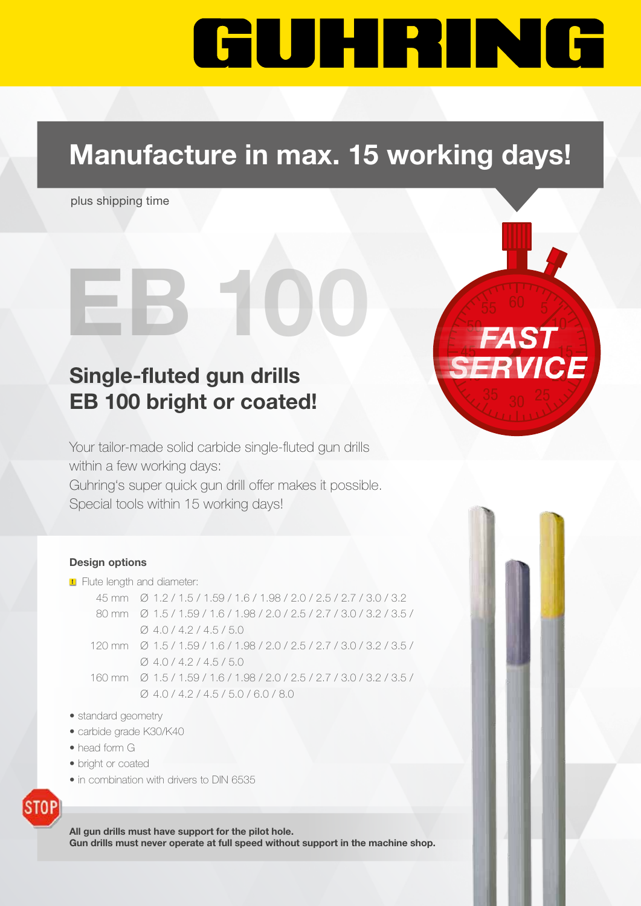# GUHRING

## Manufacture in max. 15 working days!

plus shipping time

EB 100

FAST SERVICE

## Single-fluted gun drills EB 100 bright or coated!

Your tailor-made solid carbide single-fluted gun drills within a few working days:
Guhring's super quick gun drill offer makes it possible.
Special tools within 15 working days!

**Design options**

- Flute length and diameter:

| | |
|---|---|
| 45 mm | Ø 1.2 / 1.5 / 1.59 / 1.6 / 1.98 / 2.0 / 2.5 / 2.7 / 3.0 / 3.2 |
| 80 mm | Ø 1.5 / 1.59 / 1.6 / 1.98 / 2.0 / 2.5 / 2.7 / 3.0 / 3.2 / 3.5 / Ø 4.0 / 4.2 / 4.5 / 5.0 |
| 120 mm | Ø 1.5 / 1.59 / 1.6 / 1.98 / 2.0 / 2.5 / 2.7 / 3.0 / 3.2 / 3.5 / Ø 4.0 / 4.2 / 4.5 / 5.0 |
| 160 mm | Ø 1.5 / 1.59 / 1.6 / 1.98 / 2.0 / 2.5 / 2.7 / 3.0 / 3.2 / 3.5 / Ø 4.0 / 4.2 / 4.5 / 5.0 / 6.0 / 8.0 |

- standard geometry
- carbide grade K30/K40
- head form G
- bright or coated
- in combination with drivers to DIN 6535

STOP

**All gun drills must have support for the pilot hole.**
**Gun drills must never operate at full speed without support in the machine shop.**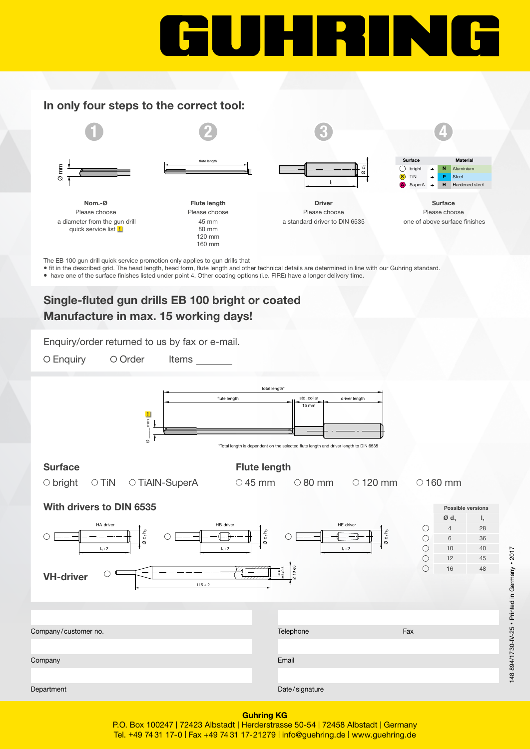# GUHRING

## In only four steps to the correct tool:

**1**

Ø mm

**Nom.-Ø**
Please choose
a diameter from the gun drill quick service list !

**2**

flute length

**Flute length**
Please choose
45 mm
80 mm
120 mm
160 mm

**3**

Ø d₁

l₁

**Driver**
Please choose
a standard driver to DIN 6535

**4**

| Surface | | Material | |
|---|---|---|---|
| ○ bright | → | N | Aluminium |
| S TiN | → | P | Steel |
| A SuperA | → | H | Hardened steel |

**Surface**
Please choose
one of above surface finishes

The EB 100 gun drill quick service promotion only applies to gun drills that

- fit in the described grid. The head length, head form, flute length and other technical details are determined in line with our Guhring standard.
- have one of the surface finishes listed under point 4. Other coating options (i.e. FIRE) have a longer delivery time.

## Single-fluted gun drills EB 100 bright or coated
## Manufacture in max. 15 working days!

Enquiry/order returned to us by fax or e-mail.

○ Enquiry ○ Order Items _______

total length*

flute length

std. collar 15 mm

driver length

! Ø ____ mm

*Total length is dependent on the selected flute length and driver length to DIN 6535

### Surface

○ bright ○ TiN ○ TiAlN-SuperA

### Flute length

○ 45 mm ○ 80 mm ○ 120 mm ○ 160 mm

### With drivers to DIN 6535

○ HA-driver ($l_1$+2, Ø $d_1$ h6)

○ HB-driver ($l_1$+2, Ø $d_1$ h6)

○ HE-driver ($l_1$+2, Ø $d_1$ h6)

| Possible versions | | |
|---|---|---|
| | Ø $d_1$ | $l_1$ |
| ○ | 4 | 28 |
| ○ | 6 | 36 |
| ○ | 10 | 40 |
| ○ | 12 | 45 |
| ○ | 16 | 48 |

### VH-driver

○ 115 + 2, M6x0,5, Ø 10 g6

| | |
|---|---|
| Company/customer no. | Telephone / Fax |
| Company | Email |
| Department | Date/signature |

**Guhring KG**
P.O. Box 100247 | 72423 Albstadt | Herderstrasse 50-54 | 72458 Albstadt | Germany
Tel. +49 74 31 17-0 | Fax +49 74 31 17-21279 | info@guehring.de | www.guehring.de

148 894/1730-IV-25 • Printed in Germany • 2017